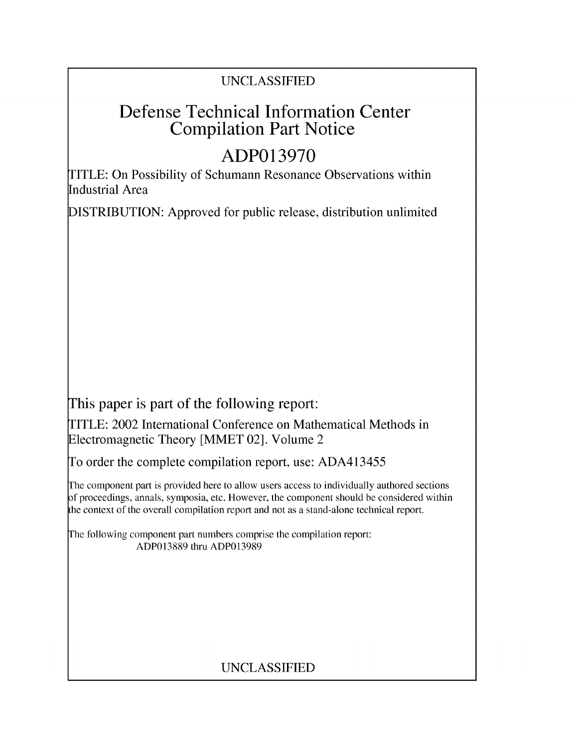UNCLASSIFIED

# Defense Technical Information Center Compilation Part Notice

# ADP013970

TITLE: On Possibility of Schumann Resonance Observations within Industrial Area

DISTRIBUTION: Approved for public release, distribution unlimited

This paper is part of the following report:

TITLE: 2002 International Conference on Mathematical Methods in Electromagnetic Theory [MMET 02]. Volume 2

To order the complete compilation report, use: ADA413455

The component part is provided here to allow users access to individually authored sections of proceedings, annals, symposia, etc. However, the component should be considered within the context of the overall compilation report and not as a stand-alone technical report.

The following component part numbers comprise the compilation report:
ADP013889 thru ADP013989

UNCLASSIFIED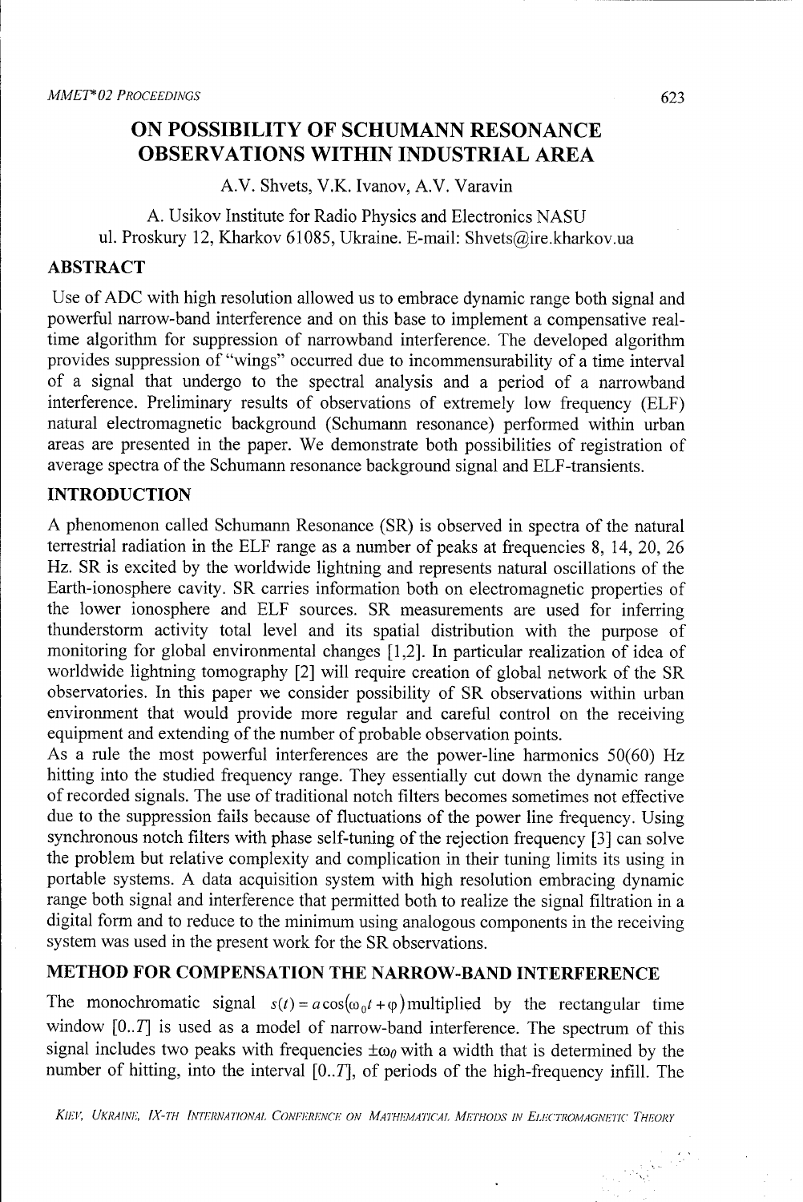# ON POSSIBILITY OF SCHUMANN RESONANCE OBSERVATIONS WITHIN INDUSTRIAL AREA

A.V. Shvets, V.K. Ivanov, A.V. Varavin

A. Usikov Institute for Radio Physics and Electronics NASU
ul. Proskury 12, Kharkov 61085, Ukraine. E-mail: Shvets@ire.kharkov.ua

## ABSTRACT

Use of ADC with high resolution allowed us to embrace dynamic range both signal and powerful narrow-band interference and on this base to implement a compensative real-time algorithm for suppression of narrowband interference. The developed algorithm provides suppression of "wings" occurred due to incommensurability of a time interval of a signal that undergo to the spectral analysis and a period of a narrowband interference. Preliminary results of observations of extremely low frequency (ELF) natural electromagnetic background (Schumann resonance) performed within urban areas are presented in the paper. We demonstrate both possibilities of registration of average spectra of the Schumann resonance background signal and ELF-transients.

## INTRODUCTION

A phenomenon called Schumann Resonance (SR) is observed in spectra of the natural terrestrial radiation in the ELF range as a number of peaks at frequencies 8, 14, 20, 26 Hz. SR is excited by the worldwide lightning and represents natural oscillations of the Earth-ionosphere cavity. SR carries information both on electromagnetic properties of the lower ionosphere and ELF sources. SR measurements are used for inferring thunderstorm activity total level and its spatial distribution with the purpose of monitoring for global environmental changes [1,2]. In particular realization of idea of worldwide lightning tomography [2] will require creation of global network of the SR observatories. In this paper we consider possibility of SR observations within urban environment that would provide more regular and careful control on the receiving equipment and extending of the number of probable observation points.

As a rule the most powerful interferences are the power-line harmonics 50(60) Hz hitting into the studied frequency range. They essentially cut down the dynamic range of recorded signals. The use of traditional notch filters becomes sometimes not effective due to the suppression fails because of fluctuations of the power line frequency. Using synchronous notch filters with phase self-tuning of the rejection frequency [3] can solve the problem but relative complexity and complication in their tuning limits its using in portable systems. A data acquisition system with high resolution embracing dynamic range both signal and interference that permitted both to realize the signal filtration in a digital form and to reduce to the minimum using analogous components in the receiving system was used in the present work for the SR observations.

## METHOD FOR COMPENSATION THE NARROW-BAND INTERFERENCE

The monochromatic signal $s(t) = a\cos(\omega_0 t + \varphi)$ multiplied by the rectangular time window $[0..T]$ is used as a model of narrow-band interference. The spectrum of this signal includes two peaks with frequencies $\pm\omega_0$ with a width that is determined by the number of hitting, into the interval $[0..T]$, of periods of the high-frequency infill. The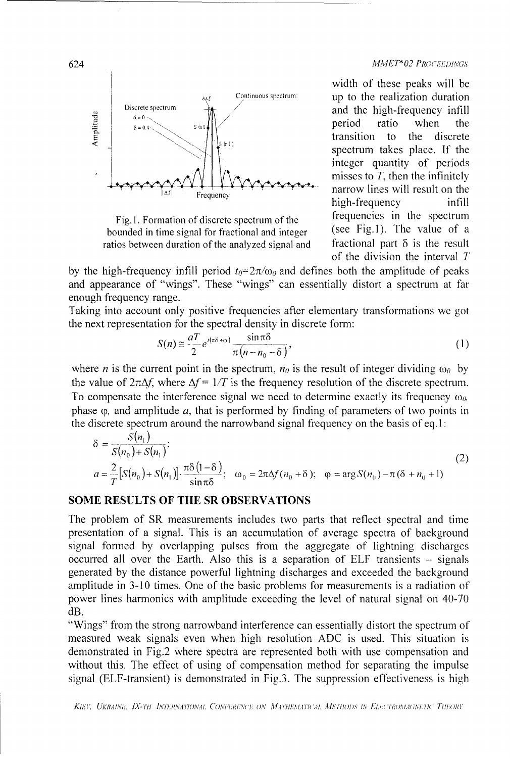Fig.1. Formation of discrete spectrum of the bounded in time signal for fractional and integer ratios between duration of the analyzed signal and

width of these peaks will be up to the realization duration and the high-frequency infill period ratio when the transition to the discrete spectrum takes place. If the integer quantity of periods misses to $T$, then the infinitely narrow lines will result on the high-frequency infill frequencies in the spectrum (see Fig.1). The value of a fractional part $\delta$ is the result of the division the interval $T$ by the high-frequency infill period $t_0=2\pi/\omega_0$ and defines both the amplitude of peaks and appearance of "wings". These "wings" can essentially distort a spectrum at far enough frequency range.

Taking into account only positive frequencies after elementary transformations we got the next representation for the spectral density in discrete form:

$$S(n) \cong \frac{aT}{2} e^{i(\pi\delta+\varphi)} \frac{\sin \pi\delta}{\pi(n-n_0-\delta)}, \tag{1}$$

where $n$ is the current point in the spectrum, $n_0$ is the result of integer dividing $\omega_0$ by the value of $2\pi\Delta f$, where $\Delta f = 1/T$ is the frequency resolution of the discrete spectrum. To compensate the interference signal we need to determine exactly its frequency $\omega_0$, phase $\varphi$, and amplitude $a$, that is performed by finding of parameters of two points in the discrete spectrum around the narrowband signal frequency on the basis of eq.1:

$$\delta = \frac{S(n_1)}{S(n_0)+S(n_1)};$$
$$a = \frac{2}{T}[S(n_0)+S(n_1)] \cdot \frac{\pi\delta(1-\delta)}{\sin \pi\delta}; \quad \omega_0 = 2\pi\Delta f(n_0+\delta); \quad \varphi = \arg S(n_0) - \pi(\delta + n_0 + 1) \tag{2}$$

## SOME RESULTS OF THE SR OBSERVATIONS

The problem of SR measurements includes two parts that reflect spectral and time presentation of a signal. This is an accumulation of average spectra of background signal formed by overlapping pulses from the aggregate of lightning discharges occurred all over the Earth. Also this is a separation of ELF transients – signals generated by the distance powerful lightning discharges and exceeded the background amplitude in 3-10 times. One of the basic problems for measurements is a radiation of power lines harmonics with amplitude exceeding the level of natural signal on 40-70 dB.

"Wings" from the strong narrowband interference can essentially distort the spectrum of measured weak signals even when high resolution ADC is used. This situation is demonstrated in Fig.2 where spectra are represented both with use compensation and without this. The effect of using of compensation method for separating the impulse signal (ELF-transient) is demonstrated in Fig.3. The suppression effectiveness is high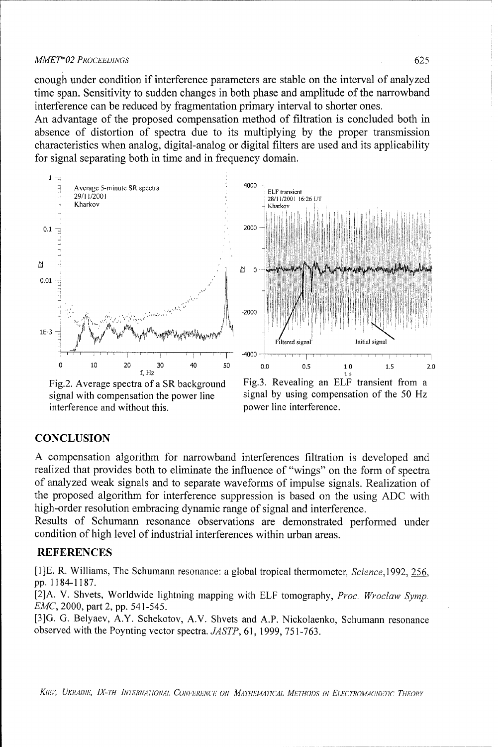enough under condition if interference parameters are stable on the interval of analyzed time span. Sensitivity to sudden changes in both phase and amplitude of the narrowband interference can be reduced by fragmentation primary interval to shorter ones.

An advantage of the proposed compensation method of filtration is concluded both in absence of distortion of spectra due to its multiplying by the proper transmission characteristics when analog, digital-analog or digital filters are used and its applicability for signal separating both in time and in frequency domain.

Average 5-minute SR spectra
29/11/2001
Kharkov

1
0.1
0.01
1E-3
Ez
0 10 20 30 40 50
f, Hz

Fig.2. Average spectra of a SR background signal with compensation the power line interference and without this.

ELF transient
28/11/2001 16:26 UT
Kharkov

4000
2000
0
-2000
-4000
Ez
Filtered signal
Initial signal
0.0 0.5 1.0 1.5 2.0
t, s

Fig.3. Revealing an ELF transient from a signal by using compensation of the 50 Hz power line interference.

## CONCLUSION

A compensation algorithm for narrowband interferences filtration is developed and realized that provides both to eliminate the influence of "wings" on the form of spectra of analyzed weak signals and to separate waveforms of impulse signals. Realization of the proposed algorithm for interference suppression is based on the using ADC with high-order resolution embracing dynamic range of signal and interference.

Results of Schumann resonance observations are demonstrated performed under condition of high level of industrial interferences within urban areas.

## REFERENCES

[1]E. R. Williams, The Schumann resonance: a global tropical thermometer, *Science*,1992, 256, pp. 1184-1187.

[2]A. V. Shvets, Worldwide lightning mapping with ELF tomography, *Proc. Wroclaw Symp. EMC*, 2000, part 2, pp. 541-545.

[3]G. G. Belyaev, A.Y. Schekotov, A.V. Shvets and A.P. Nickolaenko, Schumann resonance observed with the Poynting vector spectra. *JASTP*, 61, 1999, 751-763.